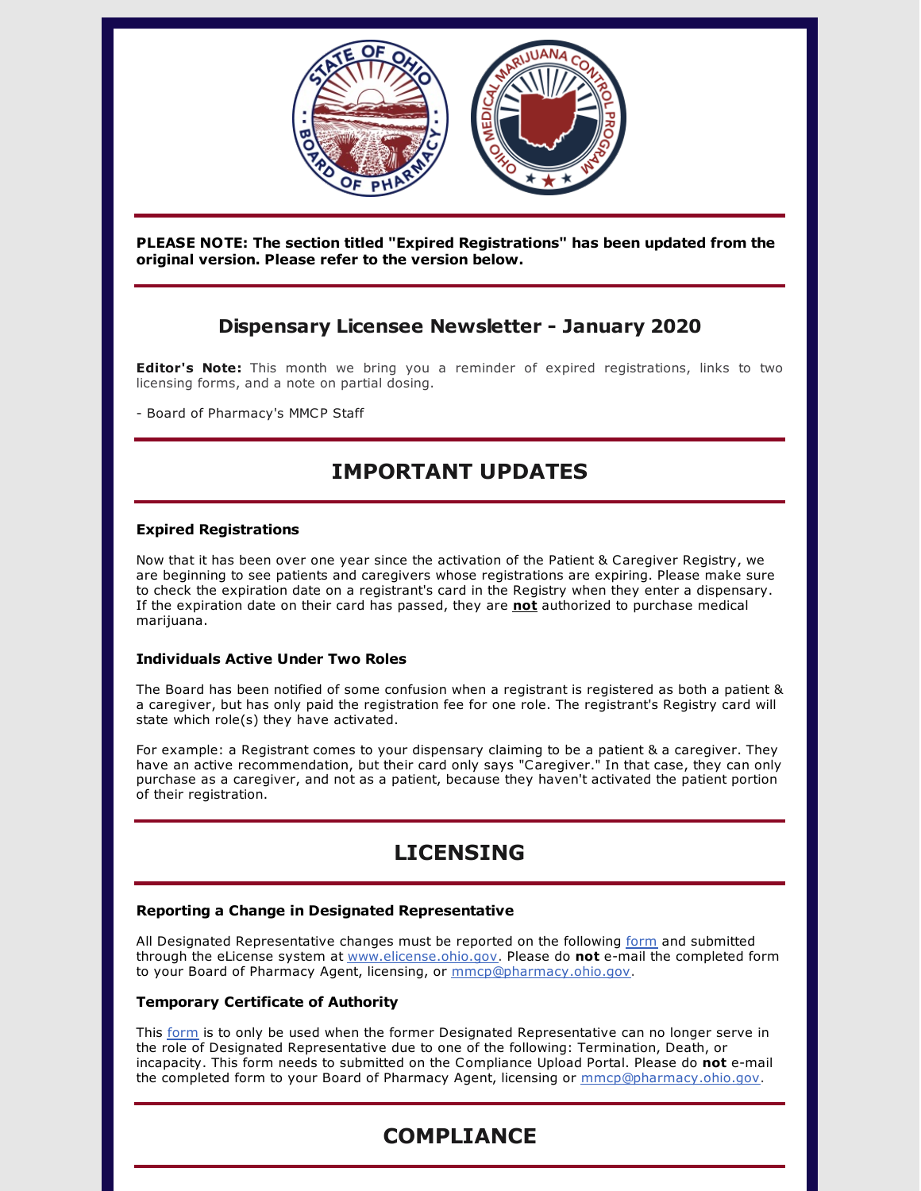**PLEASE NOTE: The section titled "Expired Registrations" has been updated from the original version. Please refer to the version below.**

## Dispensary Licensee Newsletter - January 2020

**Editor's Note:** This month we bring you a reminder of expired registrations, links to two licensing forms, and a note on partial dosing.

- Board of Pharmacy's MMCP Staff

# IMPORTANT UPDATES

### Expired Registrations

Now that it has been over one year since the activation of the Patient & Caregiver Registry, we are beginning to see patients and caregivers whose registrations are expiring. Please make sure to check the expiration date on a registrant's card in the Registry when they enter a dispensary. If the expiration date on their card has passed, they are **not** authorized to purchase medical marijuana.

### Individuals Active Under Two Roles

The Board has been notified of some confusion when a registrant is registered as both a patient & a caregiver, but has only paid the registration fee for one role. The registrant's Registry card will state which role(s) they have activated.

For example: a Registrant comes to your dispensary claiming to be a patient & a caregiver. They have an active recommendation, but their card only says "Caregiver." In that case, they can only purchase as a caregiver, and not as a patient, because they haven't activated the patient portion of their registration.

# LICENSING

### Reporting a Change in Designated Representative

All Designated Representative changes must be reported on the following form and submitted through the eLicense system at www.elicense.ohio.gov. Please do **not** e-mail the completed form to your Board of Pharmacy Agent, licensing, or mmcp@pharmacy.ohio.gov.

### Temporary Certificate of Authority

This form is to only be used when the former Designated Representative can no longer serve in the role of Designated Representative due to one of the following: Termination, Death, or incapacity. This form needs to submitted on the Compliance Upload Portal. Please do **not** e-mail the completed form to your Board of Pharmacy Agent, licensing or mmcp@pharmacy.ohio.gov.

# COMPLIANCE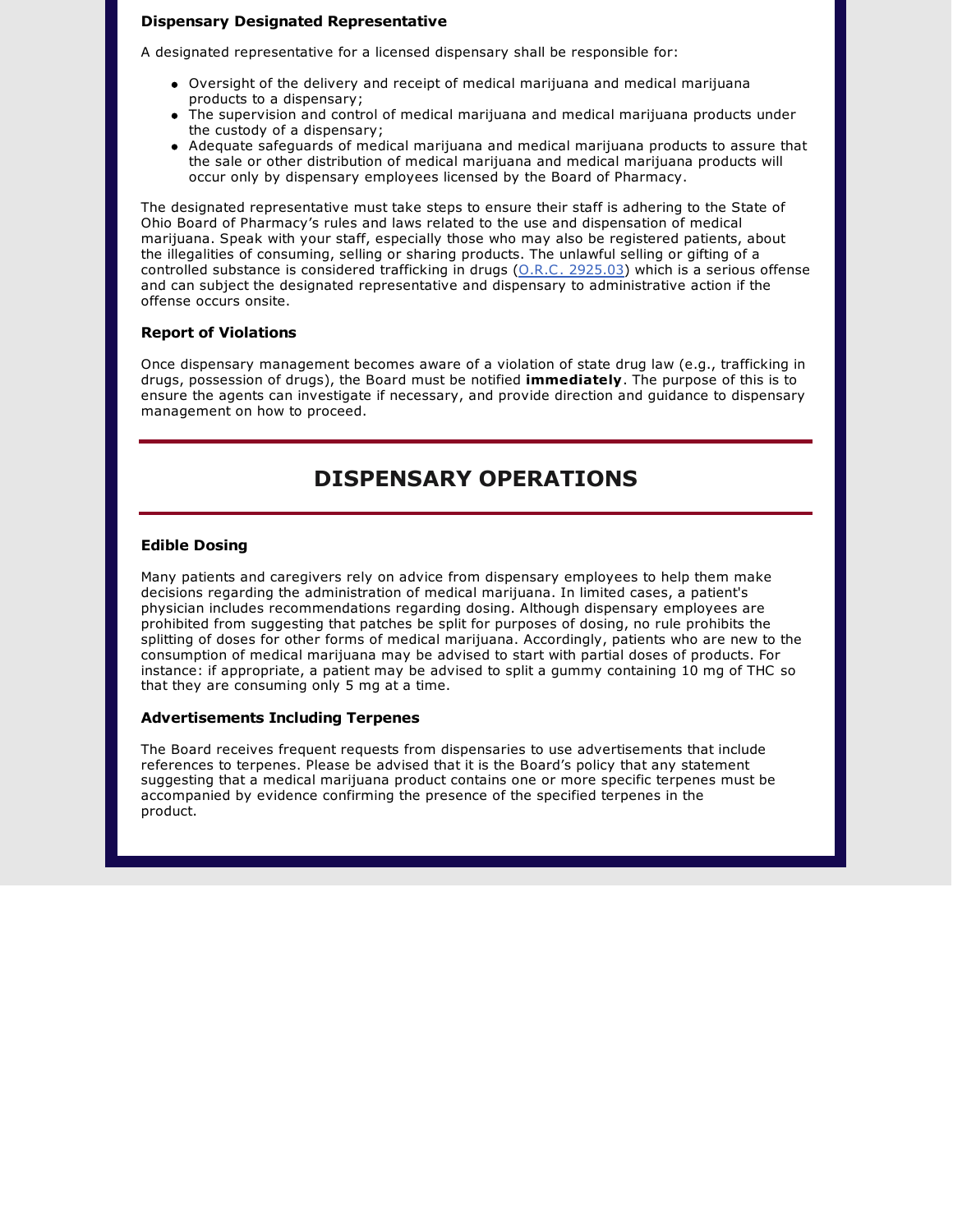### Dispensary Designated Representative

A designated representative for a licensed dispensary shall be responsible for:

- Oversight of the delivery and receipt of medical marijuana and medical marijuana products to a dispensary;
- The supervision and control of medical marijuana and medical marijuana products under the custody of a dispensary;
- Adequate safeguards of medical marijuana and medical marijuana products to assure that the sale or other distribution of medical marijuana and medical marijuana products will occur only by dispensary employees licensed by the Board of Pharmacy.

The designated representative must take steps to ensure their staff is adhering to the State of Ohio Board of Pharmacy's rules and laws related to the use and dispensation of medical marijuana. Speak with your staff, especially those who may also be registered patients, about the illegalities of consuming, selling or sharing products. The unlawful selling or gifting of a controlled substance is considered trafficking in drugs (O.R.C. 2925.03) which is a serious offense and can subject the designated representative and dispensary to administrative action if the offense occurs onsite.

### Report of Violations

Once dispensary management becomes aware of a violation of state drug law (e.g., trafficking in drugs, possession of drugs), the Board must be notified **immediately**. The purpose of this is to ensure the agents can investigate if necessary, and provide direction and guidance to dispensary management on how to proceed.

## DISPENSARY OPERATIONS

### Edible Dosing

Many patients and caregivers rely on advice from dispensary employees to help them make decisions regarding the administration of medical marijuana. In limited cases, a patient's physician includes recommendations regarding dosing. Although dispensary employees are prohibited from suggesting that patches be split for purposes of dosing, no rule prohibits the splitting of doses for other forms of medical marijuana. Accordingly, patients who are new to the consumption of medical marijuana may be advised to start with partial doses of products. For instance: if appropriate, a patient may be advised to split a gummy containing 10 mg of THC so that they are consuming only 5 mg at a time.

### Advertisements Including Terpenes

The Board receives frequent requests from dispensaries to use advertisements that include references to terpenes. Please be advised that it is the Board's policy that any statement suggesting that a medical marijuana product contains one or more specific terpenes must be accompanied by evidence confirming the presence of the specified terpenes in the product.